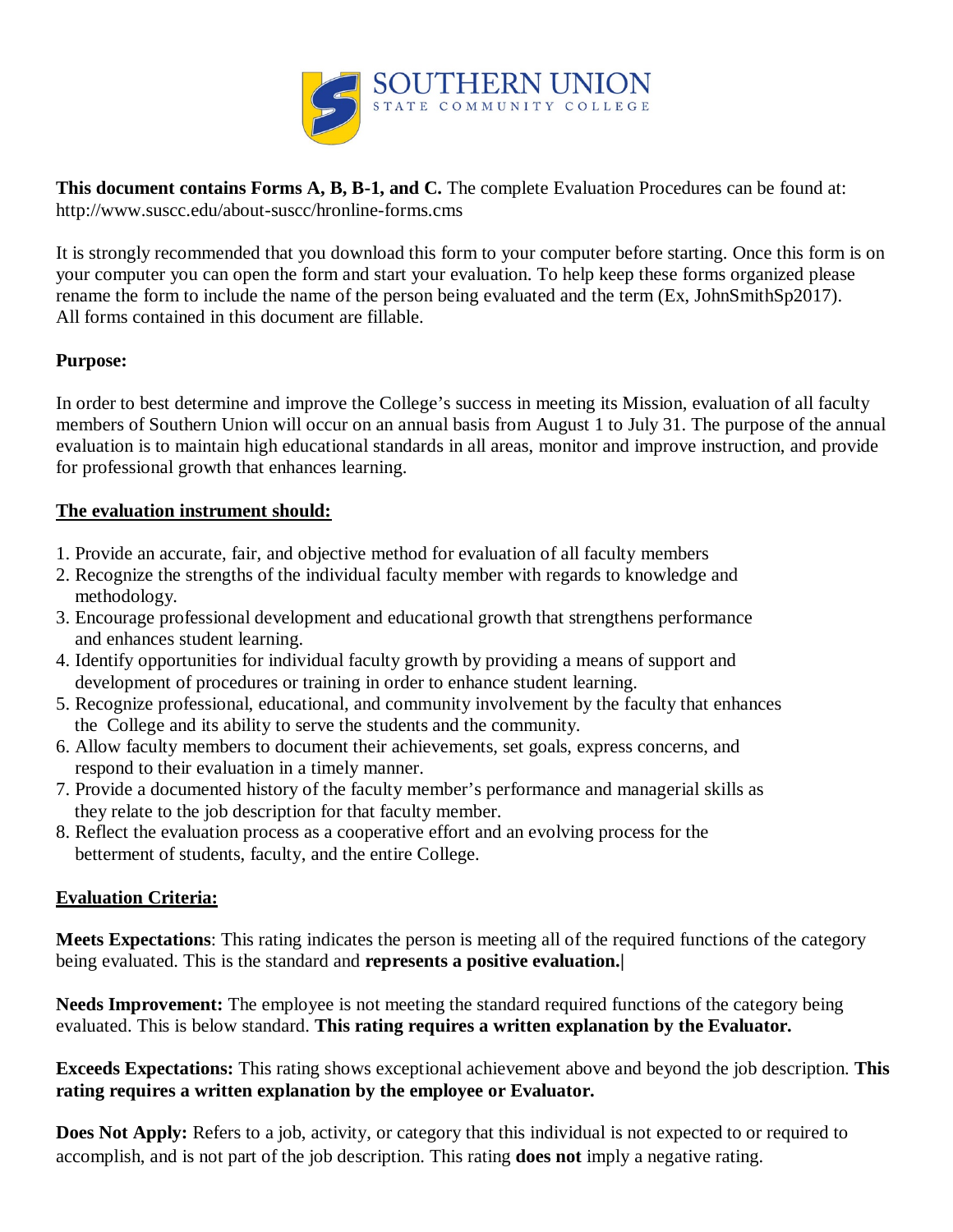SOUTHERN UNION
STATE COMMUNITY COLLEGE

**This document contains Forms A, B, B-1, and C.** The complete Evaluation Procedures can be found at: http://www.suscc.edu/about-suscc/hronline-forms.cms

It is strongly recommended that you download this form to your computer before starting. Once this form is on your computer you can open the form and start your evaluation. To help keep these forms organized please rename the form to include the name of the person being evaluated and the term (Ex, JohnSmithSp2017). All forms contained in this document are fillable.

**Purpose:**

In order to best determine and improve the College's success in meeting its Mission, evaluation of all faculty members of Southern Union will occur on an annual basis from August 1 to July 31. The purpose of the annual evaluation is to maintain high educational standards in all areas, monitor and improve instruction, and provide for professional growth that enhances learning.

**The evaluation instrument should:**

1. Provide an accurate, fair, and objective method for evaluation of all faculty members
2. Recognize the strengths of the individual faculty member with regards to knowledge and methodology.
3. Encourage professional development and educational growth that strengthens performance and enhances student learning.
4. Identify opportunities for individual faculty growth by providing a means of support and development of procedures or training in order to enhance student learning.
5. Recognize professional, educational, and community involvement by the faculty that enhances the College and its ability to serve the students and the community.
6. Allow faculty members to document their achievements, set goals, express concerns, and respond to their evaluation in a timely manner.
7. Provide a documented history of the faculty member's performance and managerial skills as they relate to the job description for that faculty member.
8. Reflect the evaluation process as a cooperative effort and an evolving process for the betterment of students, faculty, and the entire College.

**Evaluation Criteria:**

**Meets Expectations**: This rating indicates the person is meeting all of the required functions of the category being evaluated. This is the standard and **represents a positive evaluation.|**

**Needs Improvement:** The employee is not meeting the standard required functions of the category being evaluated. This is below standard. **This rating requires a written explanation by the Evaluator.**

**Exceeds Expectations:** This rating shows exceptional achievement above and beyond the job description. **This rating requires a written explanation by the employee or Evaluator.**

**Does Not Apply:** Refers to a job, activity, or category that this individual is not expected to or required to accomplish, and is not part of the job description. This rating **does not** imply a negative rating.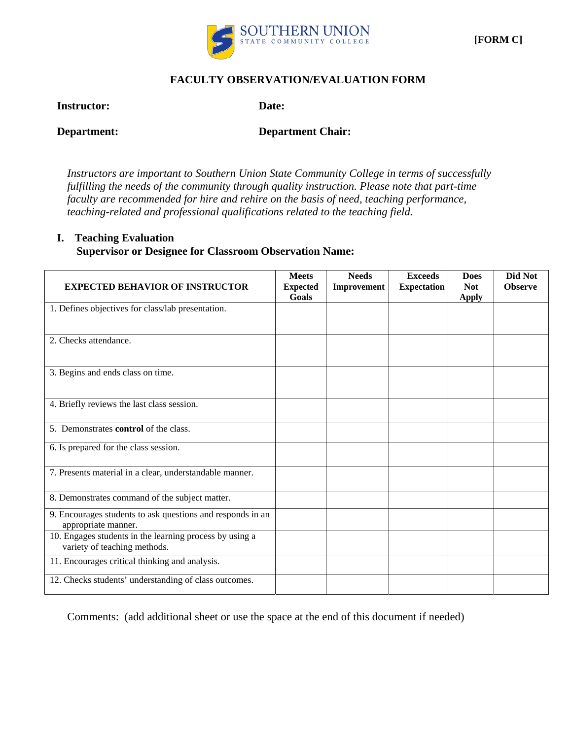SOUTHERN UNION STATE COMMUNITY COLLEGE

**[FORM C]**

## FACULTY OBSERVATION/EVALUATION FORM

**Instructor:** **Date:**

**Department:** **Department Chair:**

*Instructors are important to Southern Union State Community College in terms of successfully fulfilling the needs of the community through quality instruction. Please note that part-time faculty are recommended for hire and rehire on the basis of need, teaching performance, teaching-related and professional qualifications related to the teaching field.*

### I. Teaching Evaluation

**Supervisor or Designee for Classroom Observation Name:**

| EXPECTED BEHAVIOR OF INSTRUCTOR | Meets Expected Goals | Needs Improvement | Exceeds Expectation | Does Not Apply | Did Not Observe |
|---|---|---|---|---|---|
| 1. Defines objectives for class/lab presentation. | | | | | |
| 2. Checks attendance. | | | | | |
| 3. Begins and ends class on time. | | | | | |
| 4. Briefly reviews the last class session. | | | | | |
| 5. Demonstrates **control** of the class. | | | | | |
| 6. Is prepared for the class session. | | | | | |
| 7. Presents material in a clear, understandable manner. | | | | | |
| 8. Demonstrates command of the subject matter. | | | | | |
| 9. Encourages students to ask questions and responds in an appropriate manner. | | | | | |
| 10. Engages students in the learning process by using a variety of teaching methods. | | | | | |
| 11. Encourages critical thinking and analysis. | | | | | |
| 12. Checks students' understanding of class outcomes. | | | | | |

Comments: (add additional sheet or use the space at the end of this document if needed)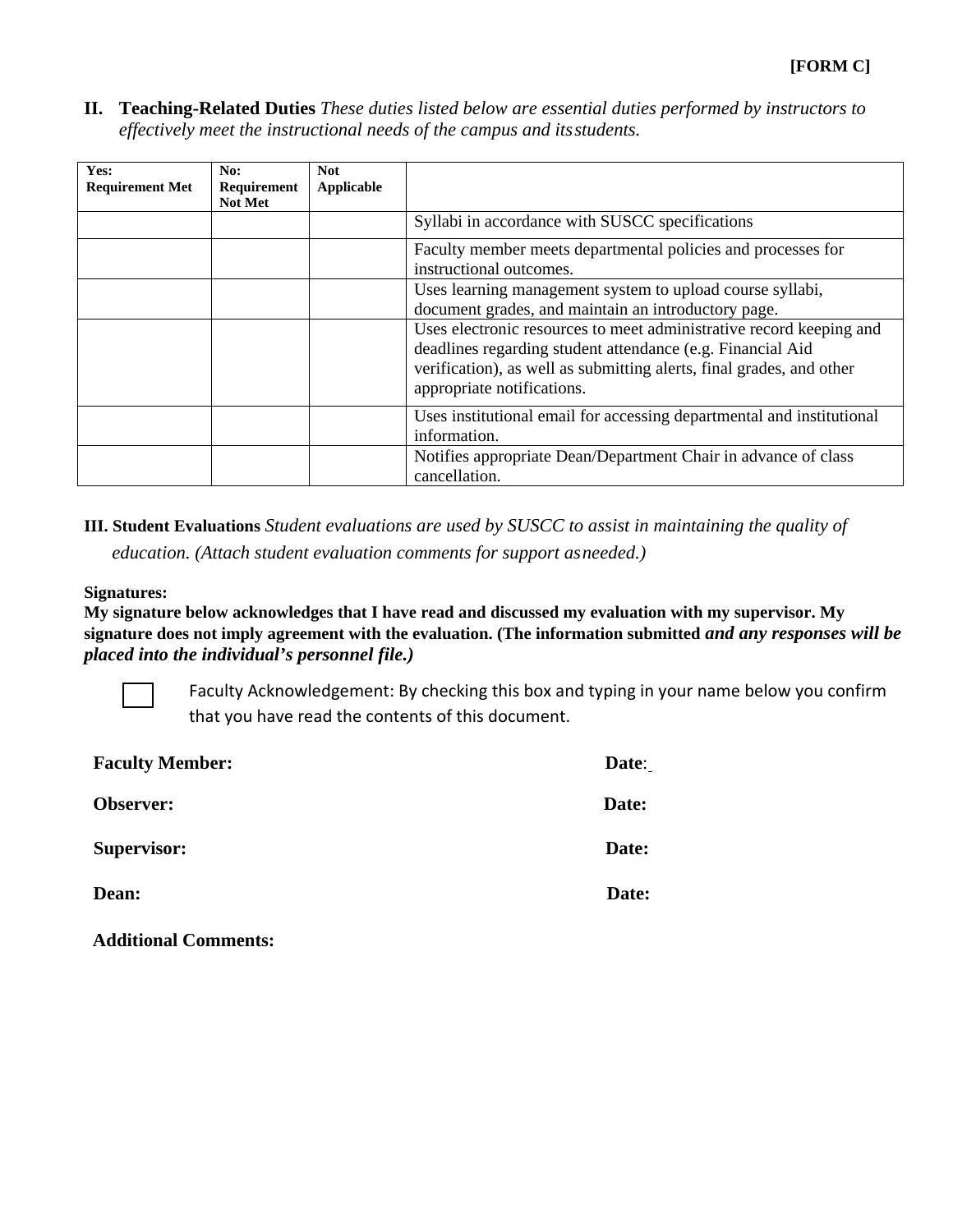**[FORM C]**

## II. Teaching-Related Duties *These duties listed below are essential duties performed by instructors to effectively meet the instructional needs of the campus and its students.*

| Yes: Requirement Met | No: Requirement Not Met | Not Applicable | |
|---|---|---|---|
| | | | Syllabi in accordance with SUSCC specifications |
| | | | Faculty member meets departmental policies and processes for instructional outcomes. |
| | | | Uses learning management system to upload course syllabi, document grades, and maintain an introductory page. |
| | | | Uses electronic resources to meet administrative record keeping and deadlines regarding student attendance (e.g. Financial Aid verification), as well as submitting alerts, final grades, and other appropriate notifications. |
| | | | Uses institutional email for accessing departmental and institutional information. |
| | | | Notifies appropriate Dean/Department Chair in advance of class cancellation. |

## III. Student Evaluations *Student evaluations are used by SUSCC to assist in maintaining the quality of education. (Attach student evaluation comments for support as needed.)*

**Signatures:**

**My signature below acknowledges that I have read and discussed my evaluation with my supervisor. My signature does not imply agreement with the evaluation. (The information submitted *and any responses will be placed into the individual's personnel file.)***

☐ Faculty Acknowledgement: By checking this box and typing in your name below you confirm that you have read the contents of this document.

**Faculty Member:** **Date:**

**Observer:** **Date:**

**Supervisor:** **Date:**

**Dean:** **Date:**

**Additional Comments:**